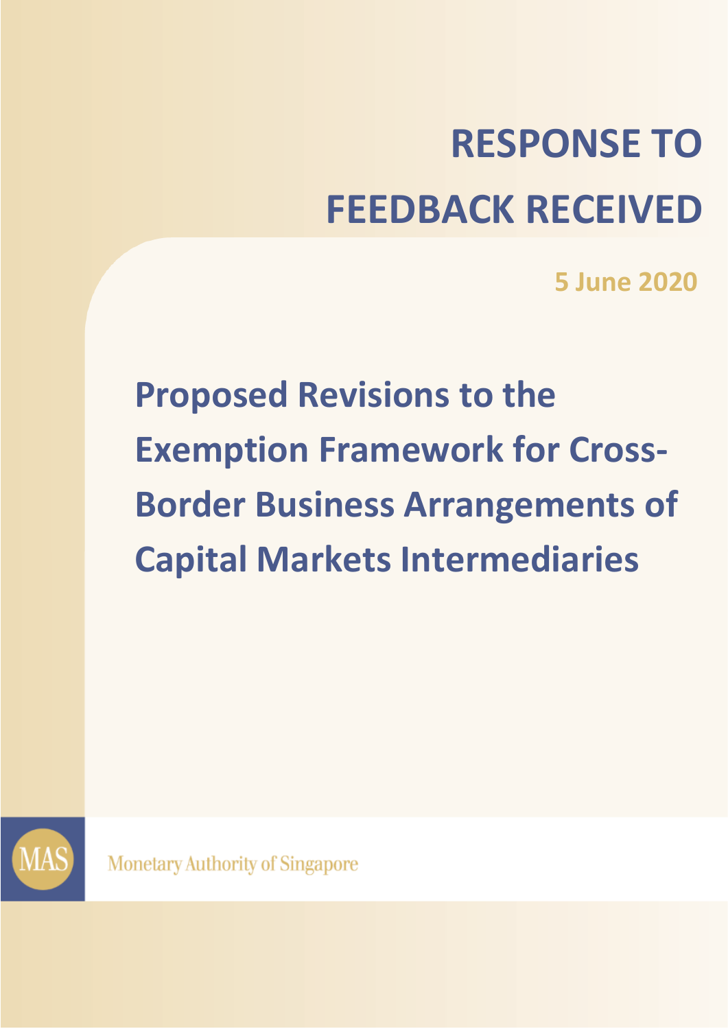# RESPONSE TO FEEDBACK RECEIVED

**5 June 2020**

## Proposed Revisions to the Exemption Framework for Cross-Border Business Arrangements of Capital Markets Intermediaries

Monetary Authority of Singapore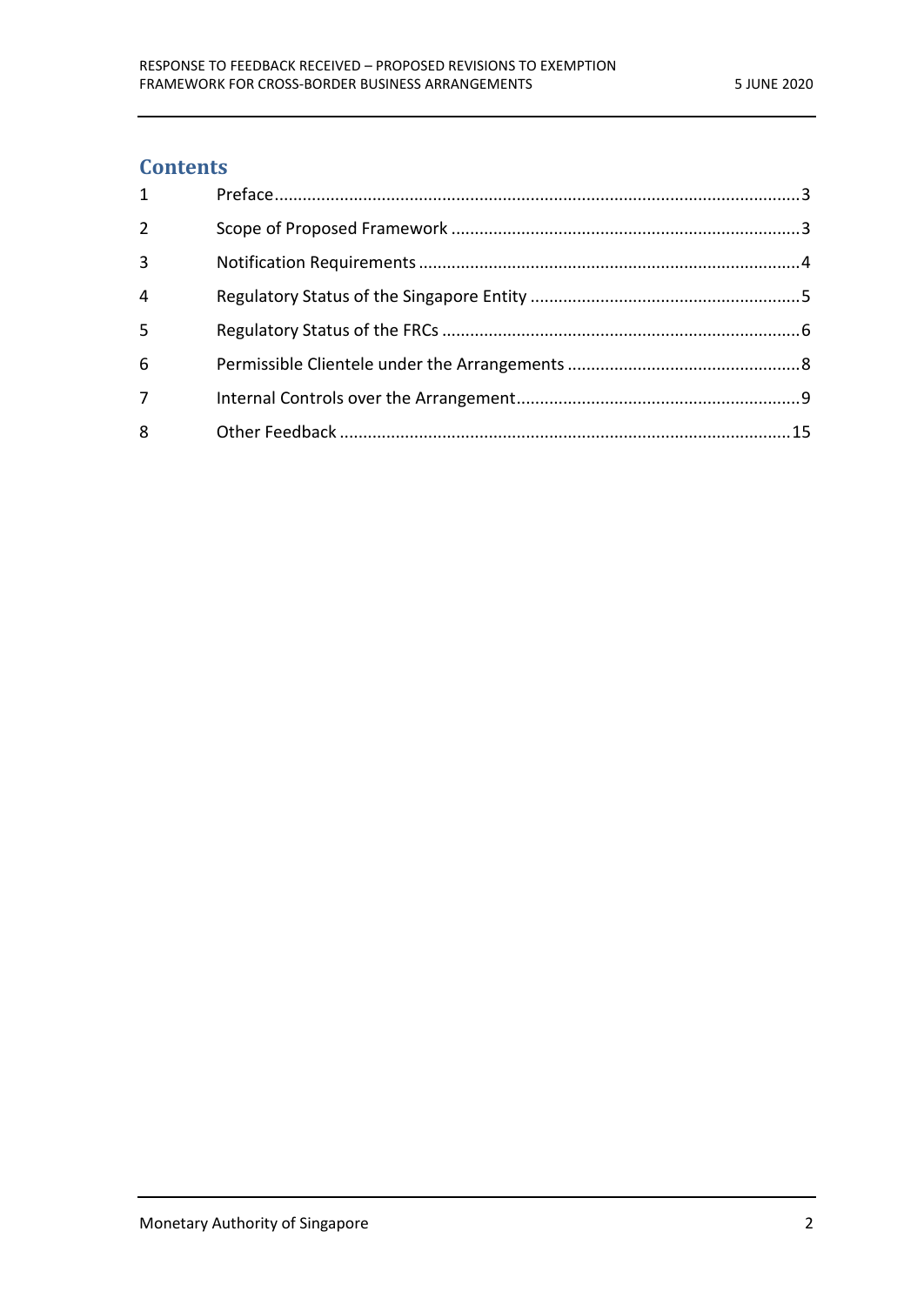# Contents

| | | |
|---|---|---|
| 1 | Preface | 3 |
| 2 | Scope of Proposed Framework | 3 |
| 3 | Notification Requirements | 4 |
| 4 | Regulatory Status of the Singapore Entity | 5 |
| 5 | Regulatory Status of the FRCs | 6 |
| 6 | Permissible Clientele under the Arrangements | 8 |
| 7 | Internal Controls over the Arrangement | 9 |
| 8 | Other Feedback | 15 |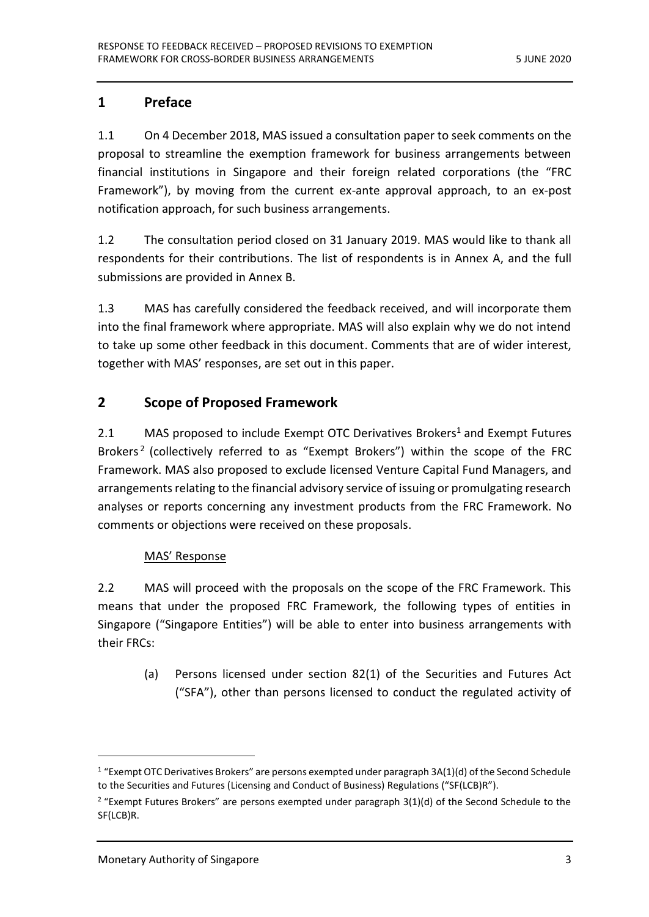## 1 Preface

1.1 On 4 December 2018, MAS issued a consultation paper to seek comments on the proposal to streamline the exemption framework for business arrangements between financial institutions in Singapore and their foreign related corporations (the "FRC Framework"), by moving from the current ex-ante approval approach, to an ex-post notification approach, for such business arrangements.

1.2 The consultation period closed on 31 January 2019. MAS would like to thank all respondents for their contributions. The list of respondents is in Annex A, and the full submissions are provided in Annex B.

1.3 MAS has carefully considered the feedback received, and will incorporate them into the final framework where appropriate. MAS will also explain why we do not intend to take up some other feedback in this document. Comments that are of wider interest, together with MAS' responses, are set out in this paper.

## 2 Scope of Proposed Framework

2.1 MAS proposed to include Exempt OTC Derivatives Brokers[1] and Exempt Futures Brokers[2] (collectively referred to as "Exempt Brokers") within the scope of the FRC Framework. MAS also proposed to exclude licensed Venture Capital Fund Managers, and arrangements relating to the financial advisory service of issuing or promulgating research analyses or reports concerning any investment products from the FRC Framework. No comments or objections were received on these proposals.

MAS' Response

2.2 MAS will proceed with the proposals on the scope of the FRC Framework. This means that under the proposed FRC Framework, the following types of entities in Singapore ("Singapore Entities") will be able to enter into business arrangements with their FRCs:

(a) Persons licensed under section 82(1) of the Securities and Futures Act ("SFA"), other than persons licensed to conduct the regulated activity of

---

[1] "Exempt OTC Derivatives Brokers" are persons exempted under paragraph 3A(1)(d) of the Second Schedule to the Securities and Futures (Licensing and Conduct of Business) Regulations ("SF(LCB)R").

[2] "Exempt Futures Brokers" are persons exempted under paragraph 3(1)(d) of the Second Schedule to the SF(LCB)R.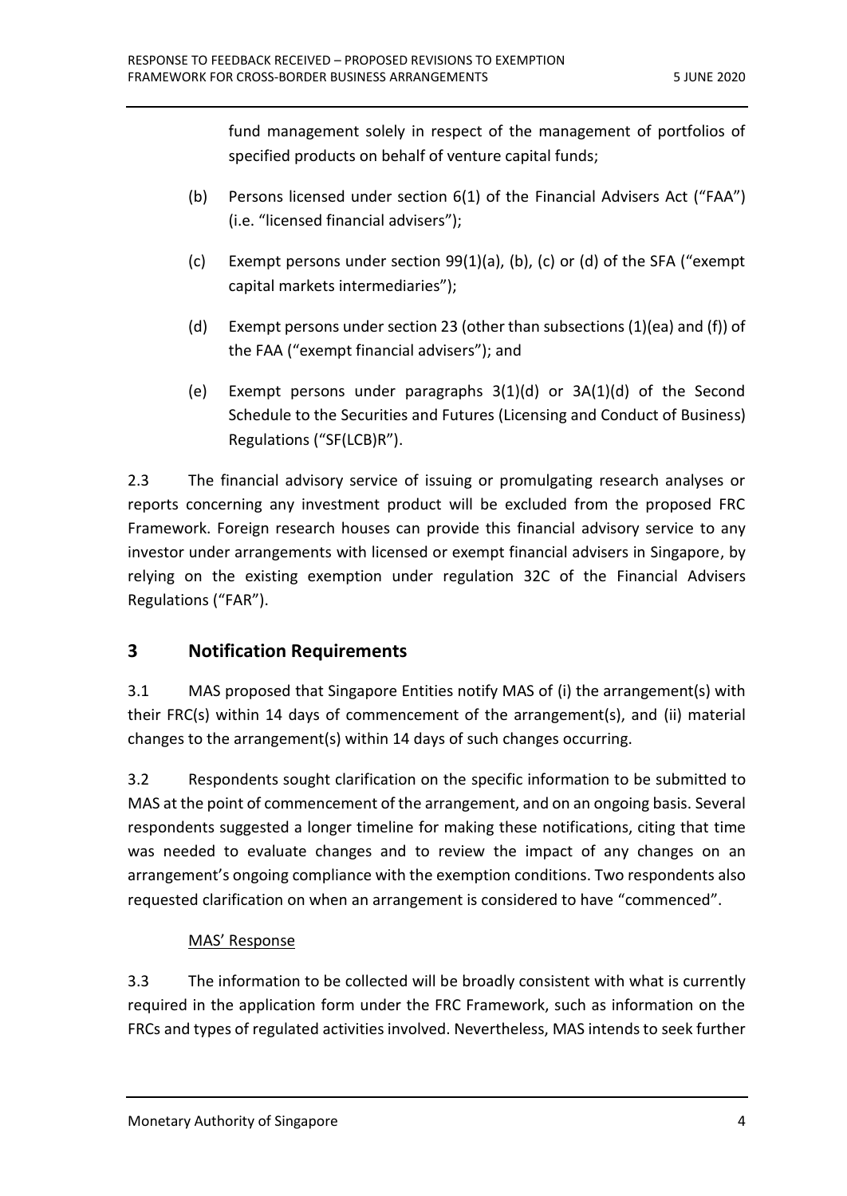fund management solely in respect of the management of portfolios of specified products on behalf of venture capital funds;

(b) Persons licensed under section 6(1) of the Financial Advisers Act ("FAA") (i.e. "licensed financial advisers");

(c) Exempt persons under section 99(1)(a), (b), (c) or (d) of the SFA ("exempt capital markets intermediaries");

(d) Exempt persons under section 23 (other than subsections (1)(ea) and (f)) of the FAA ("exempt financial advisers"); and

(e) Exempt persons under paragraphs 3(1)(d) or 3A(1)(d) of the Second Schedule to the Securities and Futures (Licensing and Conduct of Business) Regulations ("SF(LCB)R").

2.3 The financial advisory service of issuing or promulgating research analyses or reports concerning any investment product will be excluded from the proposed FRC Framework. Foreign research houses can provide this financial advisory service to any investor under arrangements with licensed or exempt financial advisers in Singapore, by relying on the existing exemption under regulation 32C of the Financial Advisers Regulations ("FAR").

## 3 Notification Requirements

3.1 MAS proposed that Singapore Entities notify MAS of (i) the arrangement(s) with their FRC(s) within 14 days of commencement of the arrangement(s), and (ii) material changes to the arrangement(s) within 14 days of such changes occurring.

3.2 Respondents sought clarification on the specific information to be submitted to MAS at the point of commencement of the arrangement, and on an ongoing basis. Several respondents suggested a longer timeline for making these notifications, citing that time was needed to evaluate changes and to review the impact of any changes on an arrangement's ongoing compliance with the exemption conditions. Two respondents also requested clarification on when an arrangement is considered to have "commenced".

MAS' Response

3.3 The information to be collected will be broadly consistent with what is currently required in the application form under the FRC Framework, such as information on the FRCs and types of regulated activities involved. Nevertheless, MAS intends to seek further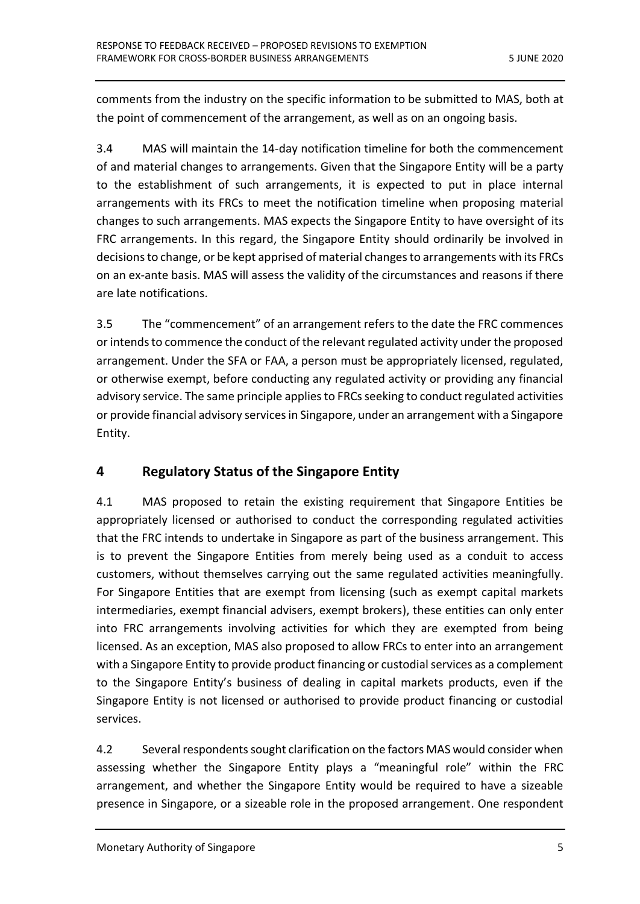comments from the industry on the specific information to be submitted to MAS, both at the point of commencement of the arrangement, as well as on an ongoing basis.

3.4 MAS will maintain the 14-day notification timeline for both the commencement of and material changes to arrangements. Given that the Singapore Entity will be a party to the establishment of such arrangements, it is expected to put in place internal arrangements with its FRCs to meet the notification timeline when proposing material changes to such arrangements. MAS expects the Singapore Entity to have oversight of its FRC arrangements. In this regard, the Singapore Entity should ordinarily be involved in decisions to change, or be kept apprised of material changes to arrangements with its FRCs on an ex-ante basis. MAS will assess the validity of the circumstances and reasons if there are late notifications.

3.5 The "commencement" of an arrangement refers to the date the FRC commences or intends to commence the conduct of the relevant regulated activity under the proposed arrangement. Under the SFA or FAA, a person must be appropriately licensed, regulated, or otherwise exempt, before conducting any regulated activity or providing any financial advisory service. The same principle applies to FRCs seeking to conduct regulated activities or provide financial advisory services in Singapore, under an arrangement with a Singapore Entity.

## 4 Regulatory Status of the Singapore Entity

4.1 MAS proposed to retain the existing requirement that Singapore Entities be appropriately licensed or authorised to conduct the corresponding regulated activities that the FRC intends to undertake in Singapore as part of the business arrangement. This is to prevent the Singapore Entities from merely being used as a conduit to access customers, without themselves carrying out the same regulated activities meaningfully. For Singapore Entities that are exempt from licensing (such as exempt capital markets intermediaries, exempt financial advisers, exempt brokers), these entities can only enter into FRC arrangements involving activities for which they are exempted from being licensed. As an exception, MAS also proposed to allow FRCs to enter into an arrangement with a Singapore Entity to provide product financing or custodial services as a complement to the Singapore Entity's business of dealing in capital markets products, even if the Singapore Entity is not licensed or authorised to provide product financing or custodial services.

4.2 Several respondents sought clarification on the factors MAS would consider when assessing whether the Singapore Entity plays a "meaningful role" within the FRC arrangement, and whether the Singapore Entity would be required to have a sizeable presence in Singapore, or a sizeable role in the proposed arrangement. One respondent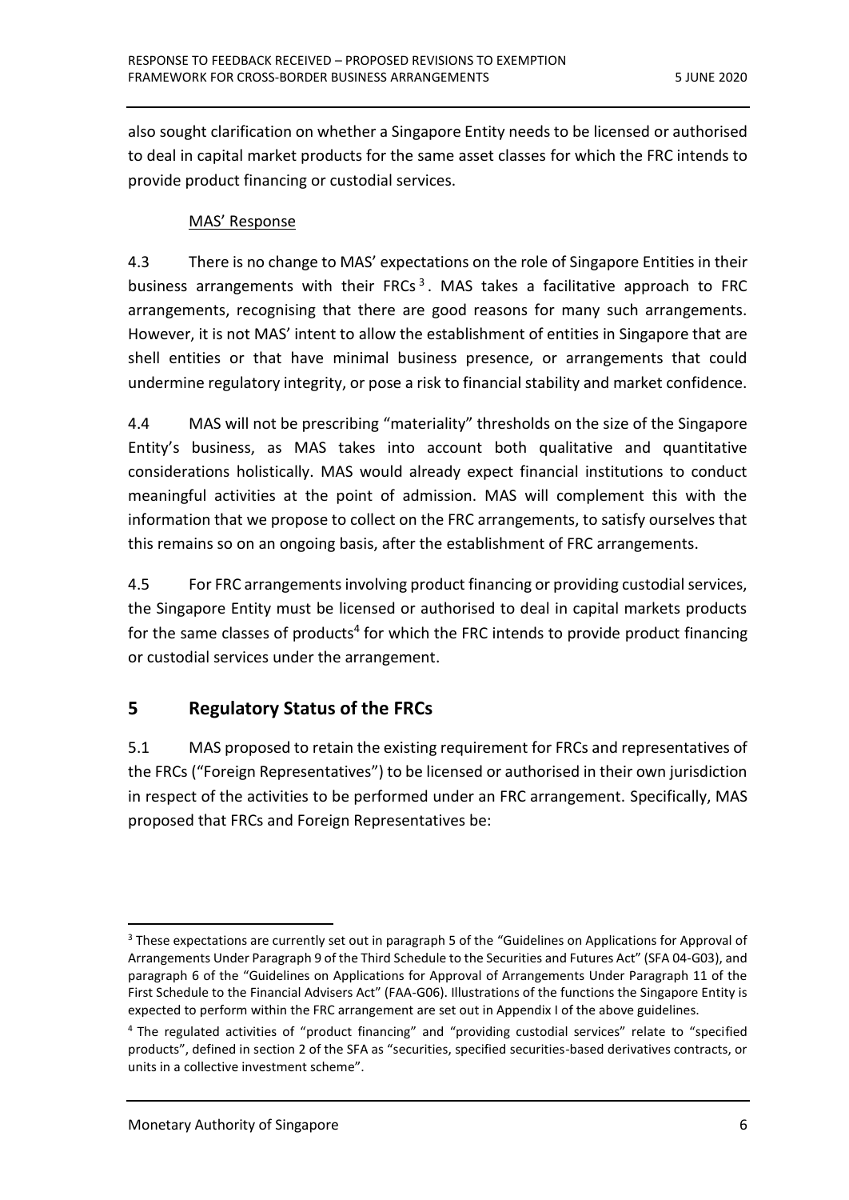also sought clarification on whether a Singapore Entity needs to be licensed or authorised to deal in capital market products for the same asset classes for which the FRC intends to provide product financing or custodial services.

MAS' Response

4.3 There is no change to MAS' expectations on the role of Singapore Entities in their business arrangements with their FRCs[3]. MAS takes a facilitative approach to FRC arrangements, recognising that there are good reasons for many such arrangements. However, it is not MAS' intent to allow the establishment of entities in Singapore that are shell entities or that have minimal business presence, or arrangements that could undermine regulatory integrity, or pose a risk to financial stability and market confidence.

4.4 MAS will not be prescribing "materiality" thresholds on the size of the Singapore Entity's business, as MAS takes into account both qualitative and quantitative considerations holistically. MAS would already expect financial institutions to conduct meaningful activities at the point of admission. MAS will complement this with the information that we propose to collect on the FRC arrangements, to satisfy ourselves that this remains so on an ongoing basis, after the establishment of FRC arrangements.

4.5 For FRC arrangements involving product financing or providing custodial services, the Singapore Entity must be licensed or authorised to deal in capital markets products for the same classes of products[4] for which the FRC intends to provide product financing or custodial services under the arrangement.

## 5 Regulatory Status of the FRCs

5.1 MAS proposed to retain the existing requirement for FRCs and representatives of the FRCs ("Foreign Representatives") to be licensed or authorised in their own jurisdiction in respect of the activities to be performed under an FRC arrangement. Specifically, MAS proposed that FRCs and Foreign Representatives be:

---

[3] These expectations are currently set out in paragraph 5 of the "Guidelines on Applications for Approval of Arrangements Under Paragraph 9 of the Third Schedule to the Securities and Futures Act" (SFA 04-G03), and paragraph 6 of the "Guidelines on Applications for Approval of Arrangements Under Paragraph 11 of the First Schedule to the Financial Advisers Act" (FAA-G06). Illustrations of the functions the Singapore Entity is expected to perform within the FRC arrangement are set out in Appendix I of the above guidelines.

[4] The regulated activities of "product financing" and "providing custodial services" relate to "specified products", defined in section 2 of the SFA as "securities, specified securities-based derivatives contracts, or units in a collective investment scheme".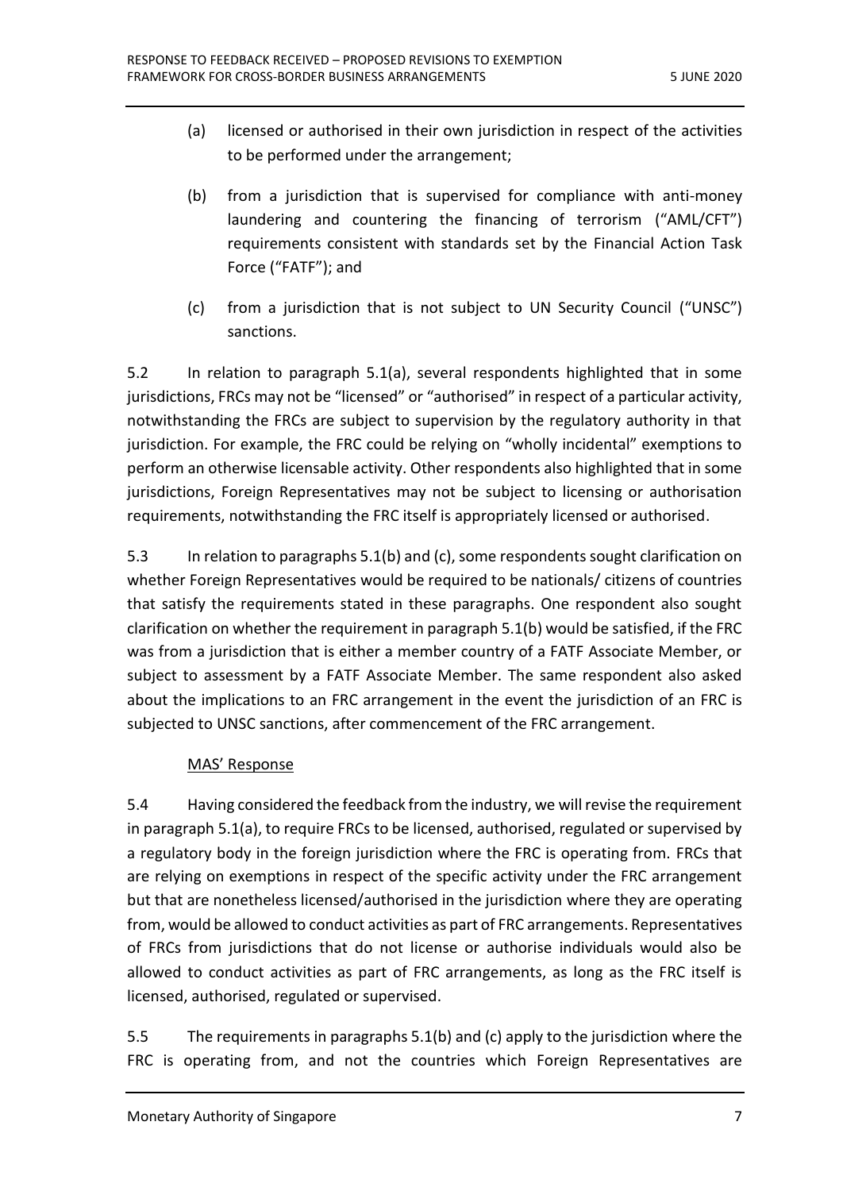(a) licensed or authorised in their own jurisdiction in respect of the activities to be performed under the arrangement;

(b) from a jurisdiction that is supervised for compliance with anti-money laundering and countering the financing of terrorism ("AML/CFT") requirements consistent with standards set by the Financial Action Task Force ("FATF"); and

(c) from a jurisdiction that is not subject to UN Security Council ("UNSC") sanctions.

5.2 In relation to paragraph 5.1(a), several respondents highlighted that in some jurisdictions, FRCs may not be "licensed" or "authorised" in respect of a particular activity, notwithstanding the FRCs are subject to supervision by the regulatory authority in that jurisdiction. For example, the FRC could be relying on "wholly incidental" exemptions to perform an otherwise licensable activity. Other respondents also highlighted that in some jurisdictions, Foreign Representatives may not be subject to licensing or authorisation requirements, notwithstanding the FRC itself is appropriately licensed or authorised.

5.3 In relation to paragraphs 5.1(b) and (c), some respondents sought clarification on whether Foreign Representatives would be required to be nationals/ citizens of countries that satisfy the requirements stated in these paragraphs. One respondent also sought clarification on whether the requirement in paragraph 5.1(b) would be satisfied, if the FRC was from a jurisdiction that is either a member country of a FATF Associate Member, or subject to assessment by a FATF Associate Member. The same respondent also asked about the implications to an FRC arrangement in the event the jurisdiction of an FRC is subjected to UNSC sanctions, after commencement of the FRC arrangement.

MAS' Response

5.4 Having considered the feedback from the industry, we will revise the requirement in paragraph 5.1(a), to require FRCs to be licensed, authorised, regulated or supervised by a regulatory body in the foreign jurisdiction where the FRC is operating from. FRCs that are relying on exemptions in respect of the specific activity under the FRC arrangement but that are nonetheless licensed/authorised in the jurisdiction where they are operating from, would be allowed to conduct activities as part of FRC arrangements. Representatives of FRCs from jurisdictions that do not license or authorise individuals would also be allowed to conduct activities as part of FRC arrangements, as long as the FRC itself is licensed, authorised, regulated or supervised.

5.5 The requirements in paragraphs 5.1(b) and (c) apply to the jurisdiction where the FRC is operating from, and not the countries which Foreign Representatives are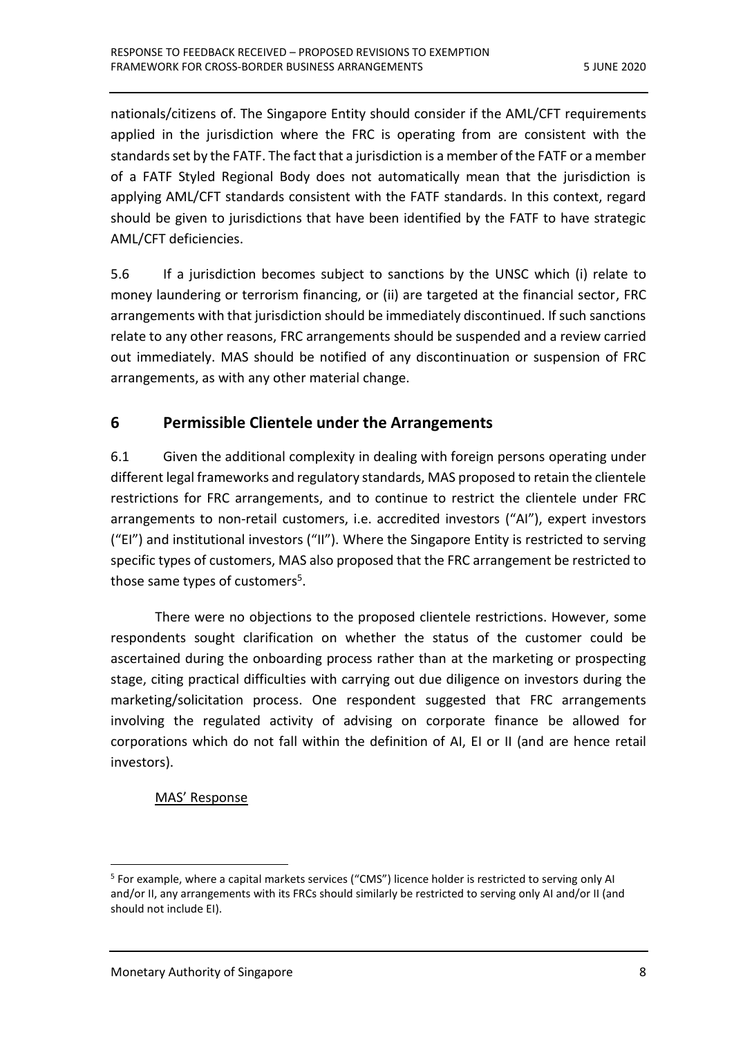nationals/citizens of. The Singapore Entity should consider if the AML/CFT requirements applied in the jurisdiction where the FRC is operating from are consistent with the standards set by the FATF. The fact that a jurisdiction is a member of the FATF or a member of a FATF Styled Regional Body does not automatically mean that the jurisdiction is applying AML/CFT standards consistent with the FATF standards. In this context, regard should be given to jurisdictions that have been identified by the FATF to have strategic AML/CFT deficiencies.

5.6 If a jurisdiction becomes subject to sanctions by the UNSC which (i) relate to money laundering or terrorism financing, or (ii) are targeted at the financial sector, FRC arrangements with that jurisdiction should be immediately discontinued. If such sanctions relate to any other reasons, FRC arrangements should be suspended and a review carried out immediately. MAS should be notified of any discontinuation or suspension of FRC arrangements, as with any other material change.

## 6 Permissible Clientele under the Arrangements

6.1 Given the additional complexity in dealing with foreign persons operating under different legal frameworks and regulatory standards, MAS proposed to retain the clientele restrictions for FRC arrangements, and to continue to restrict the clientele under FRC arrangements to non-retail customers, i.e. accredited investors ("AI"), expert investors ("EI") and institutional investors ("II"). Where the Singapore Entity is restricted to serving specific types of customers, MAS also proposed that the FRC arrangement be restricted to those same types of customers[5].

There were no objections to the proposed clientele restrictions. However, some respondents sought clarification on whether the status of the customer could be ascertained during the onboarding process rather than at the marketing or prospecting stage, citing practical difficulties with carrying out due diligence on investors during the marketing/solicitation process. One respondent suggested that FRC arrangements involving the regulated activity of advising on corporate finance be allowed for corporations which do not fall within the definition of AI, EI or II (and are hence retail investors).

MAS' Response

[5] For example, where a capital markets services ("CMS") licence holder is restricted to serving only AI and/or II, any arrangements with its FRCs should similarly be restricted to serving only AI and/or II (and should not include EI).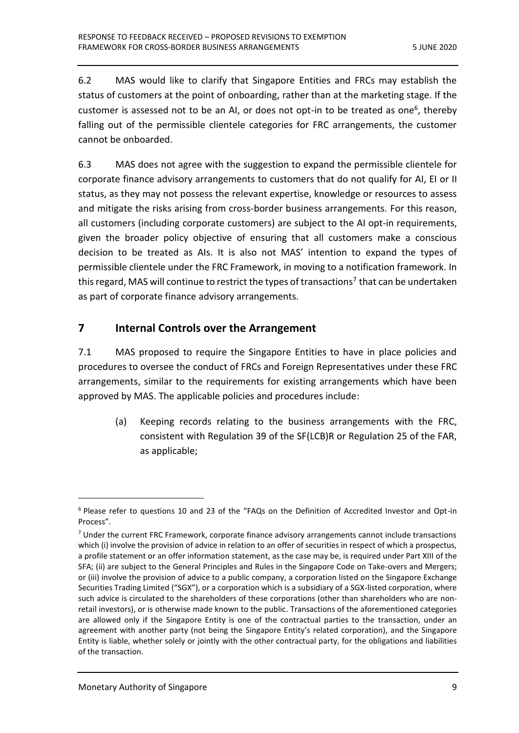6.2 MAS would like to clarify that Singapore Entities and FRCs may establish the status of customers at the point of onboarding, rather than at the marketing stage. If the customer is assessed not to be an AI, or does not opt-in to be treated as one[6], thereby falling out of the permissible clientele categories for FRC arrangements, the customer cannot be onboarded.

6.3 MAS does not agree with the suggestion to expand the permissible clientele for corporate finance advisory arrangements to customers that do not qualify for AI, EI or II status, as they may not possess the relevant expertise, knowledge or resources to assess and mitigate the risks arising from cross-border business arrangements. For this reason, all customers (including corporate customers) are subject to the AI opt-in requirements, given the broader policy objective of ensuring that all customers make a conscious decision to be treated as AIs. It is also not MAS' intention to expand the types of permissible clientele under the FRC Framework, in moving to a notification framework. In this regard, MAS will continue to restrict the types of transactions[7] that can be undertaken as part of corporate finance advisory arrangements.

## 7 Internal Controls over the Arrangement

7.1 MAS proposed to require the Singapore Entities to have in place policies and procedures to oversee the conduct of FRCs and Foreign Representatives under these FRC arrangements, similar to the requirements for existing arrangements which have been approved by MAS. The applicable policies and procedures include:

(a) Keeping records relating to the business arrangements with the FRC, consistent with Regulation 39 of the SF(LCB)R or Regulation 25 of the FAR, as applicable;

---

[6] Please refer to questions 10 and 23 of the "FAQs on the Definition of Accredited Investor and Opt-in Process".

[7] Under the current FRC Framework, corporate finance advisory arrangements cannot include transactions which (i) involve the provision of advice in relation to an offer of securities in respect of which a prospectus, a profile statement or an offer information statement, as the case may be, is required under Part XIII of the SFA; (ii) are subject to the General Principles and Rules in the Singapore Code on Take-overs and Mergers; or (iii) involve the provision of advice to a public company, a corporation listed on the Singapore Exchange Securities Trading Limited ("SGX"), or a corporation which is a subsidiary of a SGX-listed corporation, where such advice is circulated to the shareholders of these corporations (other than shareholders who are non-retail investors), or is otherwise made known to the public. Transactions of the aforementioned categories are allowed only if the Singapore Entity is one of the contractual parties to the transaction, under an agreement with another party (not being the Singapore Entity's related corporation), and the Singapore Entity is liable, whether solely or jointly with the other contractual party, for the obligations and liabilities of the transaction.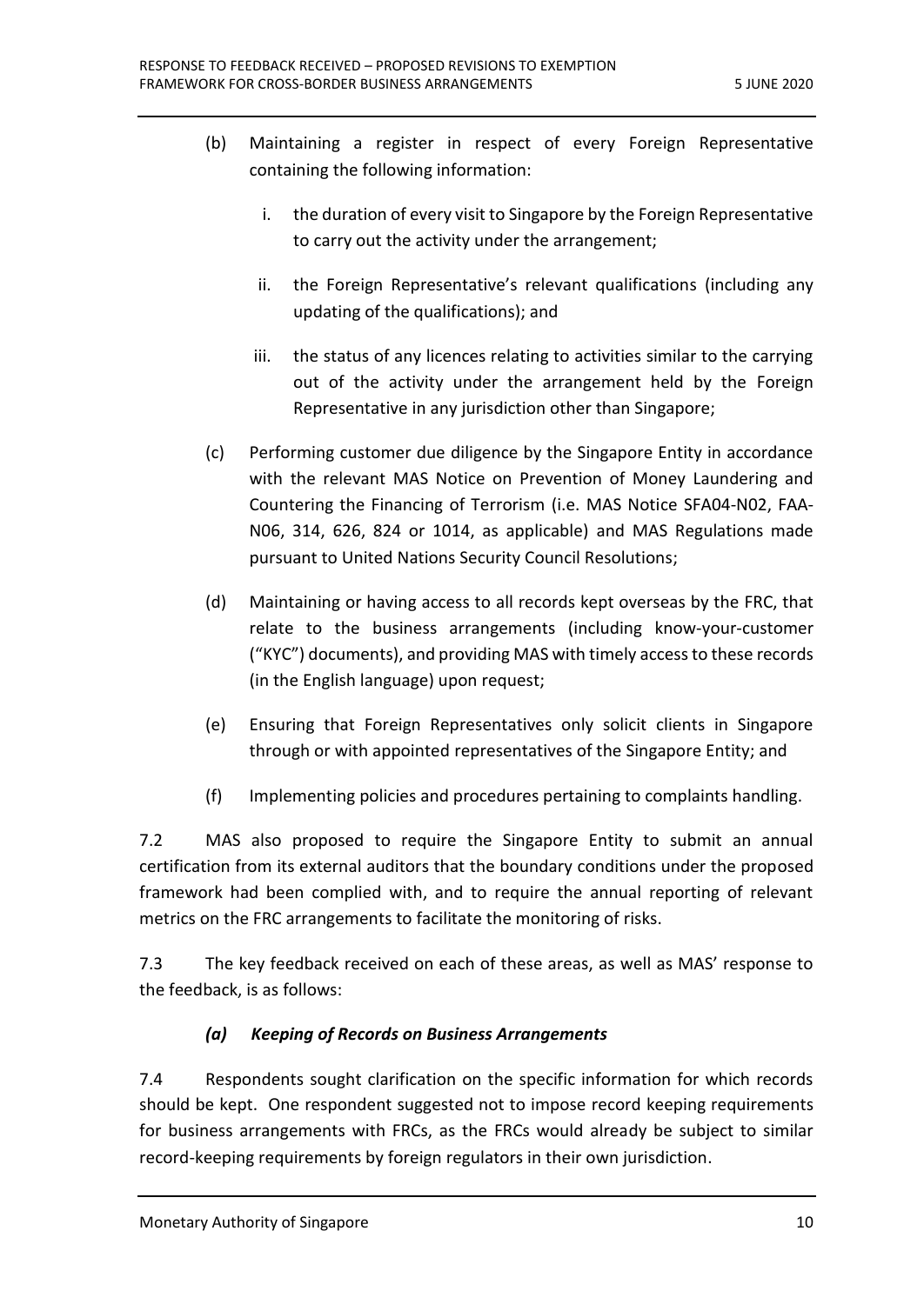(b) Maintaining a register in respect of every Foreign Representative containing the following information:

   i. the duration of every visit to Singapore by the Foreign Representative to carry out the activity under the arrangement;

   ii. the Foreign Representative's relevant qualifications (including any updating of the qualifications); and

   iii. the status of any licences relating to activities similar to the carrying out of the activity under the arrangement held by the Foreign Representative in any jurisdiction other than Singapore;

(c) Performing customer due diligence by the Singapore Entity in accordance with the relevant MAS Notice on Prevention of Money Laundering and Countering the Financing of Terrorism (i.e. MAS Notice SFA04-N02, FAA-N06, 314, 626, 824 or 1014, as applicable) and MAS Regulations made pursuant to United Nations Security Council Resolutions;

(d) Maintaining or having access to all records kept overseas by the FRC, that relate to the business arrangements (including know-your-customer ("KYC") documents), and providing MAS with timely access to these records (in the English language) upon request;

(e) Ensuring that Foreign Representatives only solicit clients in Singapore through or with appointed representatives of the Singapore Entity; and

(f) Implementing policies and procedures pertaining to complaints handling.

7.2 MAS also proposed to require the Singapore Entity to submit an annual certification from its external auditors that the boundary conditions under the proposed framework had been complied with, and to require the annual reporting of relevant metrics on the FRC arrangements to facilitate the monitoring of risks.

7.3 The key feedback received on each of these areas, as well as MAS' response to the feedback, is as follows:

### *(a) Keeping of Records on Business Arrangements*

7.4 Respondents sought clarification on the specific information for which records should be kept. One respondent suggested not to impose record keeping requirements for business arrangements with FRCs, as the FRCs would already be subject to similar record-keeping requirements by foreign regulators in their own jurisdiction.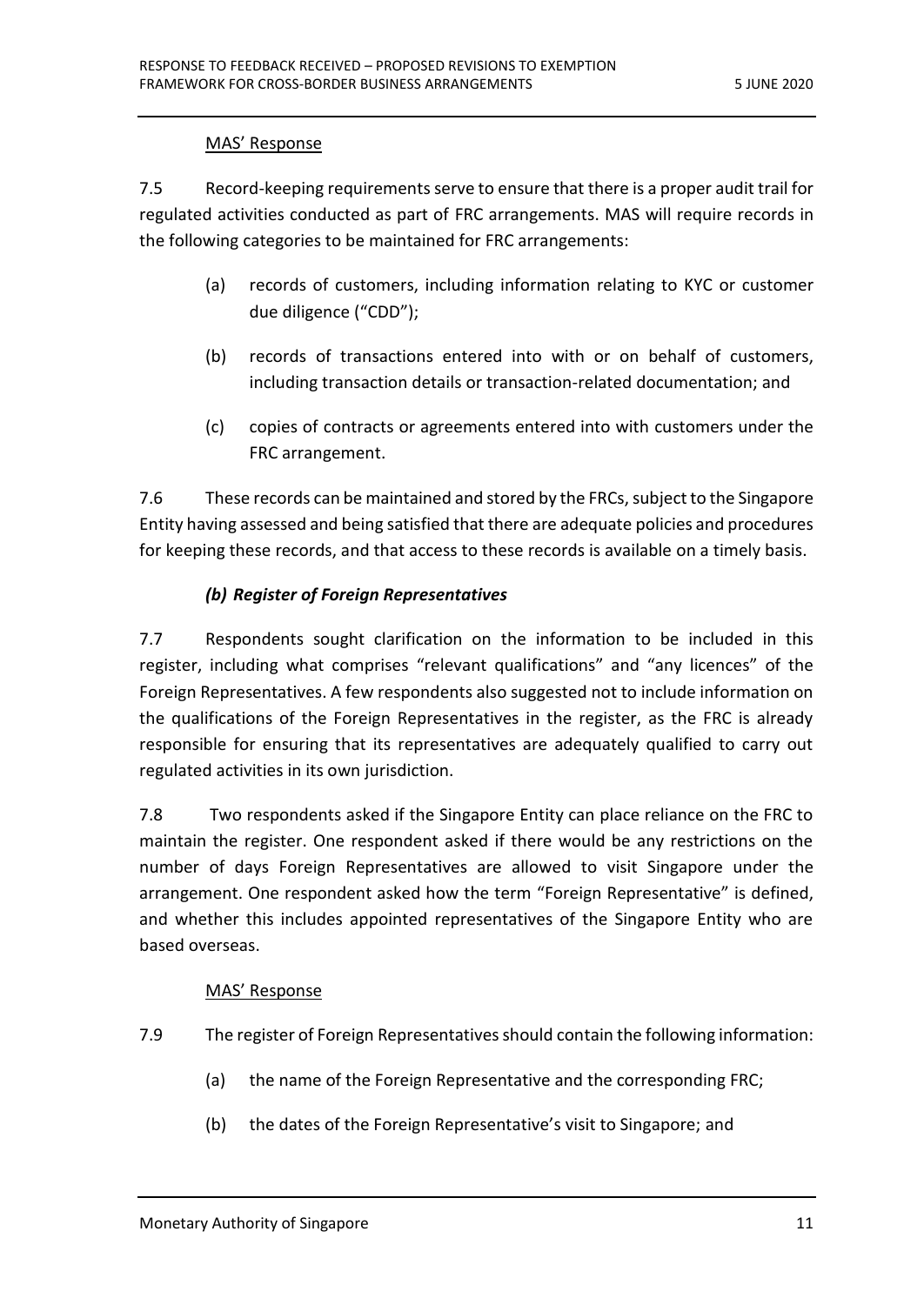MAS' Response

7.5 Record-keeping requirements serve to ensure that there is a proper audit trail for regulated activities conducted as part of FRC arrangements. MAS will require records in the following categories to be maintained for FRC arrangements:

(a) records of customers, including information relating to KYC or customer due diligence ("CDD");

(b) records of transactions entered into with or on behalf of customers, including transaction details or transaction-related documentation; and

(c) copies of contracts or agreements entered into with customers under the FRC arrangement.

7.6 These records can be maintained and stored by the FRCs, subject to the Singapore Entity having assessed and being satisfied that there are adequate policies and procedures for keeping these records, and that access to these records is available on a timely basis.

### *(b) Register of Foreign Representatives*

7.7 Respondents sought clarification on the information to be included in this register, including what comprises "relevant qualifications" and "any licences" of the Foreign Representatives. A few respondents also suggested not to include information on the qualifications of the Foreign Representatives in the register, as the FRC is already responsible for ensuring that its representatives are adequately qualified to carry out regulated activities in its own jurisdiction.

7.8 Two respondents asked if the Singapore Entity can place reliance on the FRC to maintain the register. One respondent asked if there would be any restrictions on the number of days Foreign Representatives are allowed to visit Singapore under the arrangement. One respondent asked how the term "Foreign Representative" is defined, and whether this includes appointed representatives of the Singapore Entity who are based overseas.

MAS' Response

7.9 The register of Foreign Representatives should contain the following information:

(a) the name of the Foreign Representative and the corresponding FRC;

(b) the dates of the Foreign Representative's visit to Singapore; and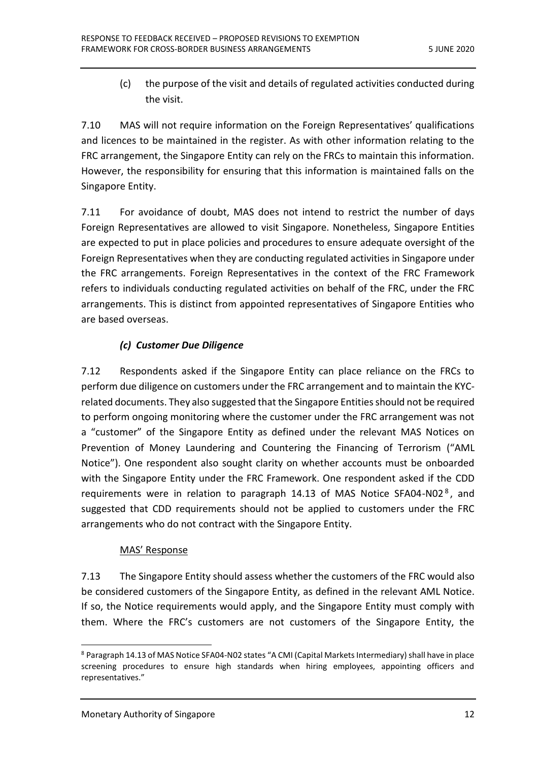(c) the purpose of the visit and details of regulated activities conducted during the visit.

7.10 MAS will not require information on the Foreign Representatives' qualifications and licences to be maintained in the register. As with other information relating to the FRC arrangement, the Singapore Entity can rely on the FRCs to maintain this information. However, the responsibility for ensuring that this information is maintained falls on the Singapore Entity.

7.11 For avoidance of doubt, MAS does not intend to restrict the number of days Foreign Representatives are allowed to visit Singapore. Nonetheless, Singapore Entities are expected to put in place policies and procedures to ensure adequate oversight of the Foreign Representatives when they are conducting regulated activities in Singapore under the FRC arrangements. Foreign Representatives in the context of the FRC Framework refers to individuals conducting regulated activities on behalf of the FRC, under the FRC arrangements. This is distinct from appointed representatives of Singapore Entities who are based overseas.

### *(c) Customer Due Diligence*

7.12 Respondents asked if the Singapore Entity can place reliance on the FRCs to perform due diligence on customers under the FRC arrangement and to maintain the KYC-related documents. They also suggested that the Singapore Entities should not be required to perform ongoing monitoring where the customer under the FRC arrangement was not a "customer" of the Singapore Entity as defined under the relevant MAS Notices on Prevention of Money Laundering and Countering the Financing of Terrorism ("AML Notice"). One respondent also sought clarity on whether accounts must be onboarded with the Singapore Entity under the FRC Framework. One respondent asked if the CDD requirements were in relation to paragraph 14.13 of MAS Notice SFA04-N02[8], and suggested that CDD requirements should not be applied to customers under the FRC arrangements who do not contract with the Singapore Entity.

MAS' Response

7.13 The Singapore Entity should assess whether the customers of the FRC would also be considered customers of the Singapore Entity, as defined in the relevant AML Notice. If so, the Notice requirements would apply, and the Singapore Entity must comply with them. Where the FRC's customers are not customers of the Singapore Entity, the

[8] Paragraph 14.13 of MAS Notice SFA04-N02 states "A CMI (Capital Markets Intermediary) shall have in place screening procedures to ensure high standards when hiring employees, appointing officers and representatives."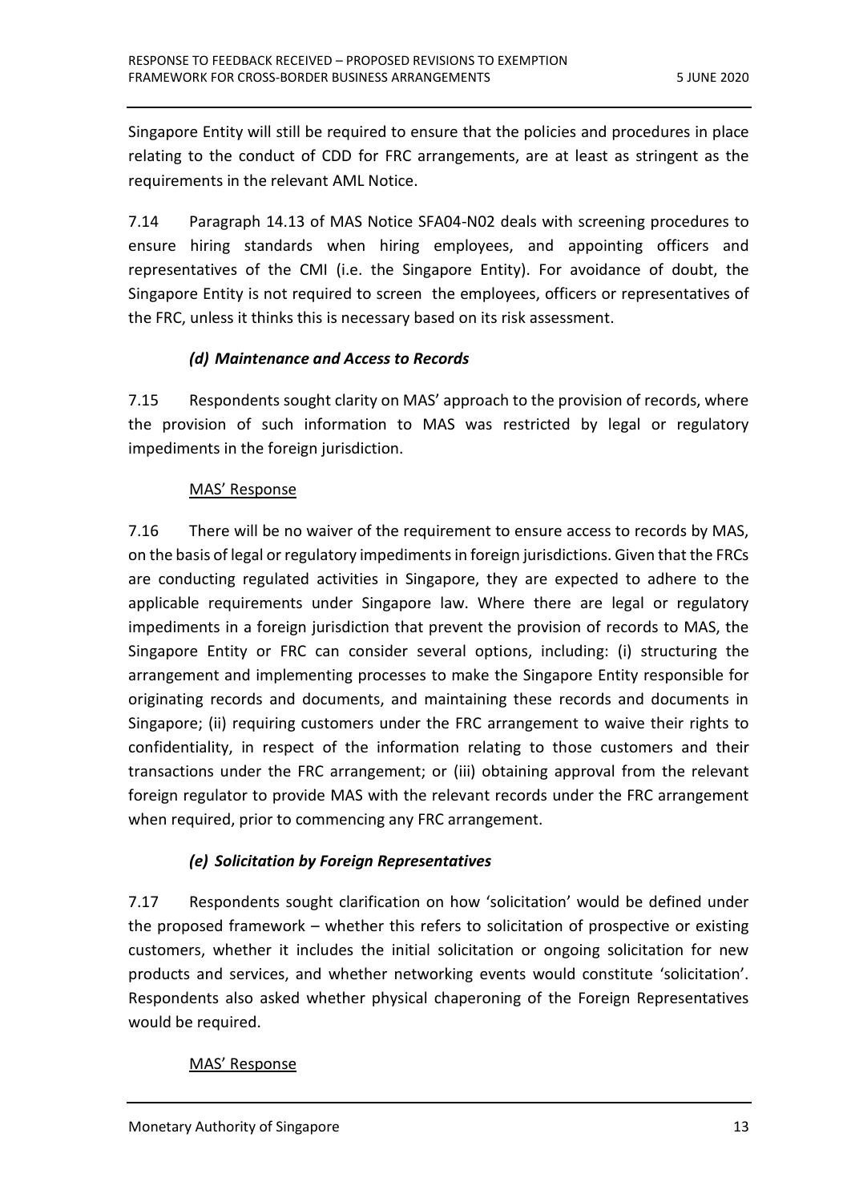Singapore Entity will still be required to ensure that the policies and procedures in place relating to the conduct of CDD for FRC arrangements, are at least as stringent as the requirements in the relevant AML Notice.

7.14 Paragraph 14.13 of MAS Notice SFA04-N02 deals with screening procedures to ensure hiring standards when hiring employees, and appointing officers and representatives of the CMI (i.e. the Singapore Entity). For avoidance of doubt, the Singapore Entity is not required to screen the employees, officers or representatives of the FRC, unless it thinks this is necessary based on its risk assessment.

### *(d) Maintenance and Access to Records*

7.15 Respondents sought clarity on MAS' approach to the provision of records, where the provision of such information to MAS was restricted by legal or regulatory impediments in the foreign jurisdiction.

<u>MAS' Response</u>

7.16 There will be no waiver of the requirement to ensure access to records by MAS, on the basis of legal or regulatory impediments in foreign jurisdictions. Given that the FRCs are conducting regulated activities in Singapore, they are expected to adhere to the applicable requirements under Singapore law. Where there are legal or regulatory impediments in a foreign jurisdiction that prevent the provision of records to MAS, the Singapore Entity or FRC can consider several options, including: (i) structuring the arrangement and implementing processes to make the Singapore Entity responsible for originating records and documents, and maintaining these records and documents in Singapore; (ii) requiring customers under the FRC arrangement to waive their rights to confidentiality, in respect of the information relating to those customers and their transactions under the FRC arrangement; or (iii) obtaining approval from the relevant foreign regulator to provide MAS with the relevant records under the FRC arrangement when required, prior to commencing any FRC arrangement.

### *(e) Solicitation by Foreign Representatives*

7.17 Respondents sought clarification on how 'solicitation' would be defined under the proposed framework – whether this refers to solicitation of prospective or existing customers, whether it includes the initial solicitation or ongoing solicitation for new products and services, and whether networking events would constitute 'solicitation'. Respondents also asked whether physical chaperoning of the Foreign Representatives would be required.

<u>MAS' Response</u>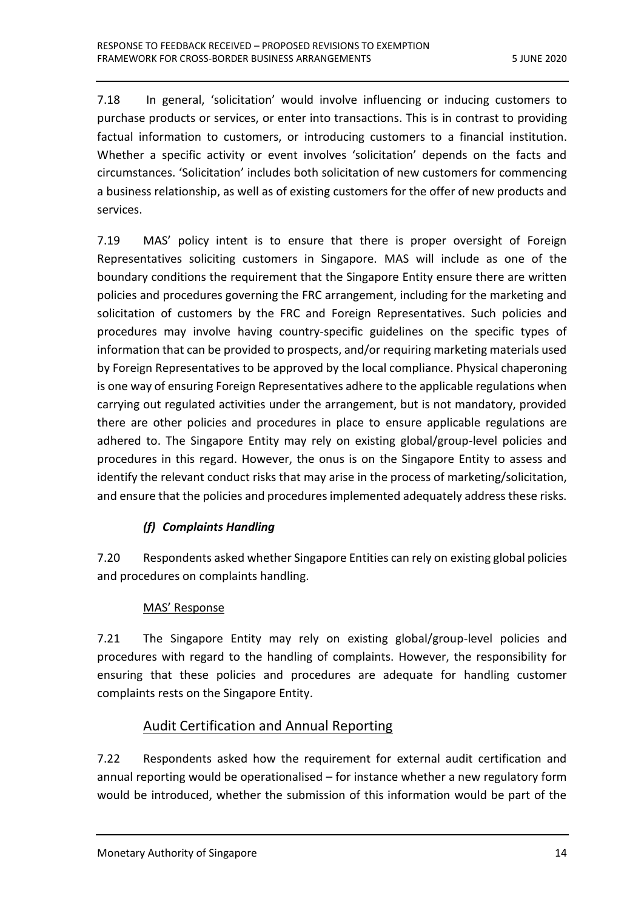7.18 In general, 'solicitation' would involve influencing or inducing customers to purchase products or services, or enter into transactions. This is in contrast to providing factual information to customers, or introducing customers to a financial institution. Whether a specific activity or event involves 'solicitation' depends on the facts and circumstances. 'Solicitation' includes both solicitation of new customers for commencing a business relationship, as well as of existing customers for the offer of new products and services.

7.19 MAS' policy intent is to ensure that there is proper oversight of Foreign Representatives soliciting customers in Singapore. MAS will include as one of the boundary conditions the requirement that the Singapore Entity ensure there are written policies and procedures governing the FRC arrangement, including for the marketing and solicitation of customers by the FRC and Foreign Representatives. Such policies and procedures may involve having country-specific guidelines on the specific types of information that can be provided to prospects, and/or requiring marketing materials used by Foreign Representatives to be approved by the local compliance. Physical chaperoning is one way of ensuring Foreign Representatives adhere to the applicable regulations when carrying out regulated activities under the arrangement, but is not mandatory, provided there are other policies and procedures in place to ensure applicable regulations are adhered to. The Singapore Entity may rely on existing global/group-level policies and procedures in this regard. However, the onus is on the Singapore Entity to assess and identify the relevant conduct risks that may arise in the process of marketing/solicitation, and ensure that the policies and procedures implemented adequately address these risks.

#### *(f) Complaints Handling*

7.20 Respondents asked whether Singapore Entities can rely on existing global policies and procedures on complaints handling.

MAS' Response

7.21 The Singapore Entity may rely on existing global/group-level policies and procedures with regard to the handling of complaints. However, the responsibility for ensuring that these policies and procedures are adequate for handling customer complaints rests on the Singapore Entity.

## Audit Certification and Annual Reporting

7.22 Respondents asked how the requirement for external audit certification and annual reporting would be operationalised – for instance whether a new regulatory form would be introduced, whether the submission of this information would be part of the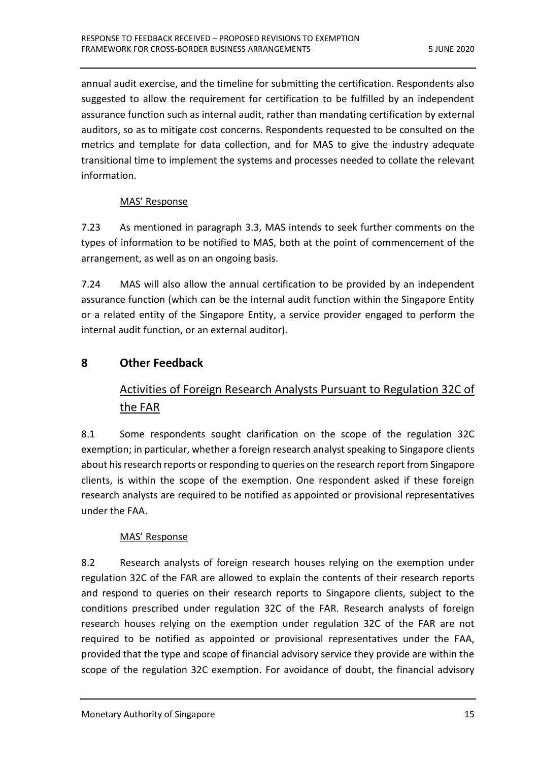annual audit exercise, and the timeline for submitting the certification. Respondents also suggested to allow the requirement for certification to be fulfilled by an independent assurance function such as internal audit, rather than mandating certification by external auditors, so as to mitigate cost concerns. Respondents requested to be consulted on the metrics and template for data collection, and for MAS to give the industry adequate transitional time to implement the systems and processes needed to collate the relevant information.

MAS' Response

7.23 As mentioned in paragraph 3.3, MAS intends to seek further comments on the types of information to be notified to MAS, both at the point of commencement of the arrangement, as well as on an ongoing basis.

7.24 MAS will also allow the annual certification to be provided by an independent assurance function (which can be the internal audit function within the Singapore Entity or a related entity of the Singapore Entity, a service provider engaged to perform the internal audit function, or an external auditor).

## 8 Other Feedback

### Activities of Foreign Research Analysts Pursuant to Regulation 32C of the FAR

8.1 Some respondents sought clarification on the scope of the regulation 32C exemption; in particular, whether a foreign research analyst speaking to Singapore clients about his research reports or responding to queries on the research report from Singapore clients, is within the scope of the exemption. One respondent asked if these foreign research analysts are required to be notified as appointed or provisional representatives under the FAA.

MAS' Response

8.2 Research analysts of foreign research houses relying on the exemption under regulation 32C of the FAR are allowed to explain the contents of their research reports and respond to queries on their research reports to Singapore clients, subject to the conditions prescribed under regulation 32C of the FAR. Research analysts of foreign research houses relying on the exemption under regulation 32C of the FAR are not required to be notified as appointed or provisional representatives under the FAA, provided that the type and scope of financial advisory service they provide are within the scope of the regulation 32C exemption. For avoidance of doubt, the financial advisory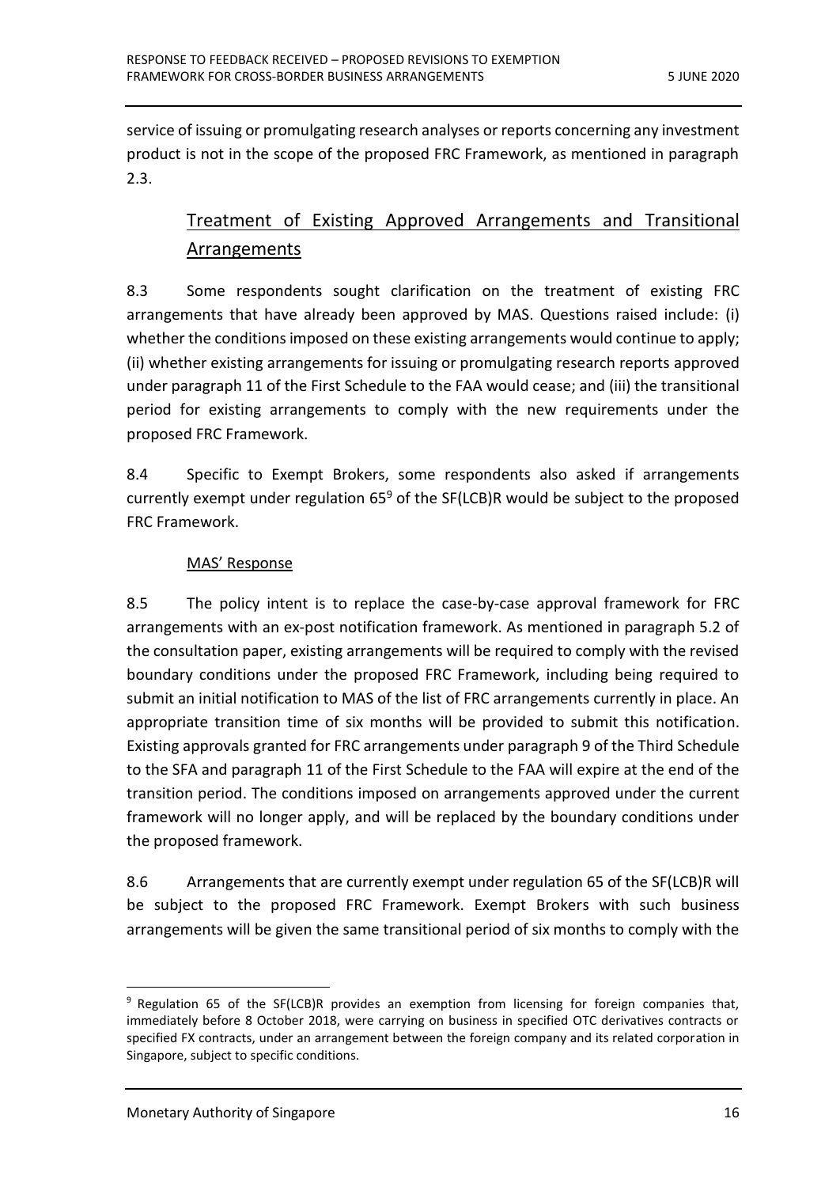service of issuing or promulgating research analyses or reports concerning any investment product is not in the scope of the proposed FRC Framework, as mentioned in paragraph 2.3.

## Treatment of Existing Approved Arrangements and Transitional Arrangements

8.3 Some respondents sought clarification on the treatment of existing FRC arrangements that have already been approved by MAS. Questions raised include: (i) whether the conditions imposed on these existing arrangements would continue to apply; (ii) whether existing arrangements for issuing or promulgating research reports approved under paragraph 11 of the First Schedule to the FAA would cease; and (iii) the transitional period for existing arrangements to comply with the new requirements under the proposed FRC Framework.

8.4 Specific to Exempt Brokers, some respondents also asked if arrangements currently exempt under regulation 65[9] of the SF(LCB)R would be subject to the proposed FRC Framework.

### MAS' Response

8.5 The policy intent is to replace the case-by-case approval framework for FRC arrangements with an ex-post notification framework. As mentioned in paragraph 5.2 of the consultation paper, existing arrangements will be required to comply with the revised boundary conditions under the proposed FRC Framework, including being required to submit an initial notification to MAS of the list of FRC arrangements currently in place. An appropriate transition time of six months will be provided to submit this notification. Existing approvals granted for FRC arrangements under paragraph 9 of the Third Schedule to the SFA and paragraph 11 of the First Schedule to the FAA will expire at the end of the transition period. The conditions imposed on arrangements approved under the current framework will no longer apply, and will be replaced by the boundary conditions under the proposed framework.

8.6 Arrangements that are currently exempt under regulation 65 of the SF(LCB)R will be subject to the proposed FRC Framework. Exempt Brokers with such business arrangements will be given the same transitional period of six months to comply with the

---

[9] Regulation 65 of the SF(LCB)R provides an exemption from licensing for foreign companies that, immediately before 8 October 2018, were carrying on business in specified OTC derivatives contracts or specified FX contracts, under an arrangement between the foreign company and its related corporation in Singapore, subject to specific conditions.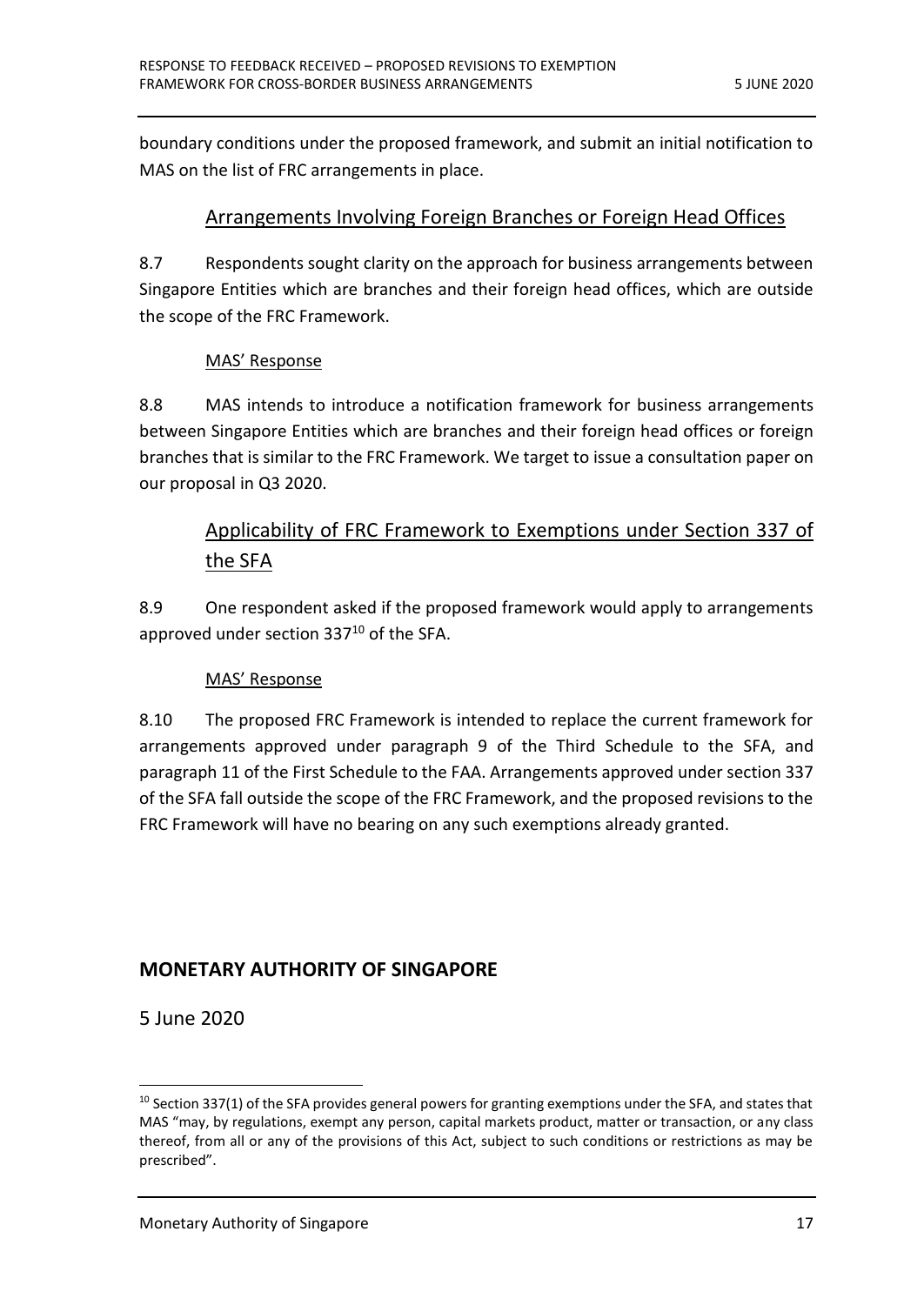boundary conditions under the proposed framework, and submit an initial notification to MAS on the list of FRC arrangements in place.

### Arrangements Involving Foreign Branches or Foreign Head Offices

8.7 Respondents sought clarity on the approach for business arrangements between Singapore Entities which are branches and their foreign head offices, which are outside the scope of the FRC Framework.

#### MAS' Response

8.8 MAS intends to introduce a notification framework for business arrangements between Singapore Entities which are branches and their foreign head offices or foreign branches that is similar to the FRC Framework. We target to issue a consultation paper on our proposal in Q3 2020.

### Applicability of FRC Framework to Exemptions under Section 337 of the SFA

8.9 One respondent asked if the proposed framework would apply to arrangements approved under section 337[10] of the SFA.

#### MAS' Response

8.10 The proposed FRC Framework is intended to replace the current framework for arrangements approved under paragraph 9 of the Third Schedule to the SFA, and paragraph 11 of the First Schedule to the FAA. Arrangements approved under section 337 of the SFA fall outside the scope of the FRC Framework, and the proposed revisions to the FRC Framework will have no bearing on any such exemptions already granted.

**MONETARY AUTHORITY OF SINGAPORE**

5 June 2020

---

[10] Section 337(1) of the SFA provides general powers for granting exemptions under the SFA, and states that MAS "may, by regulations, exempt any person, capital markets product, matter or transaction, or any class thereof, from all or any of the provisions of this Act, subject to such conditions or restrictions as may be prescribed".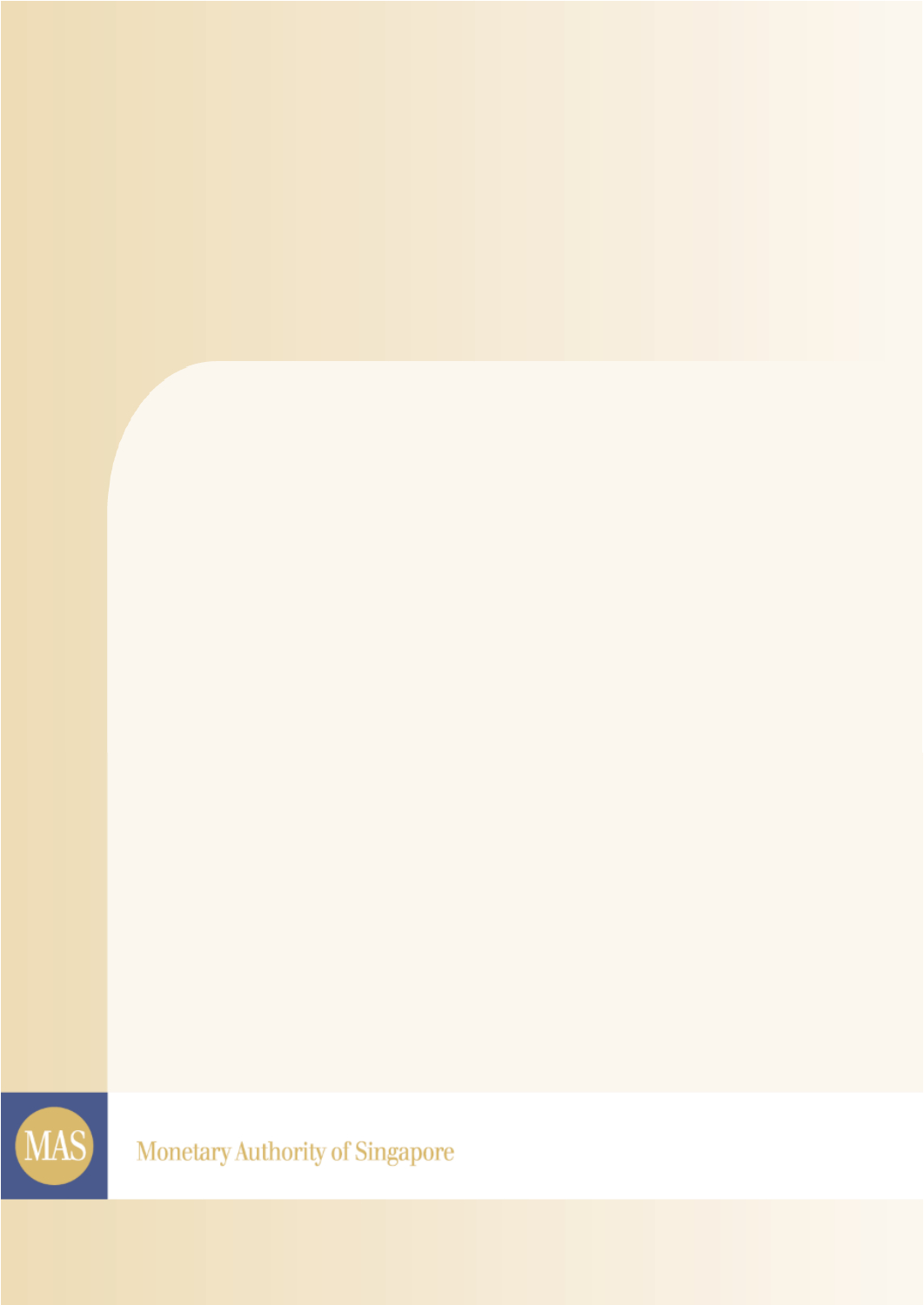MAS

Monetary Authority of Singapore